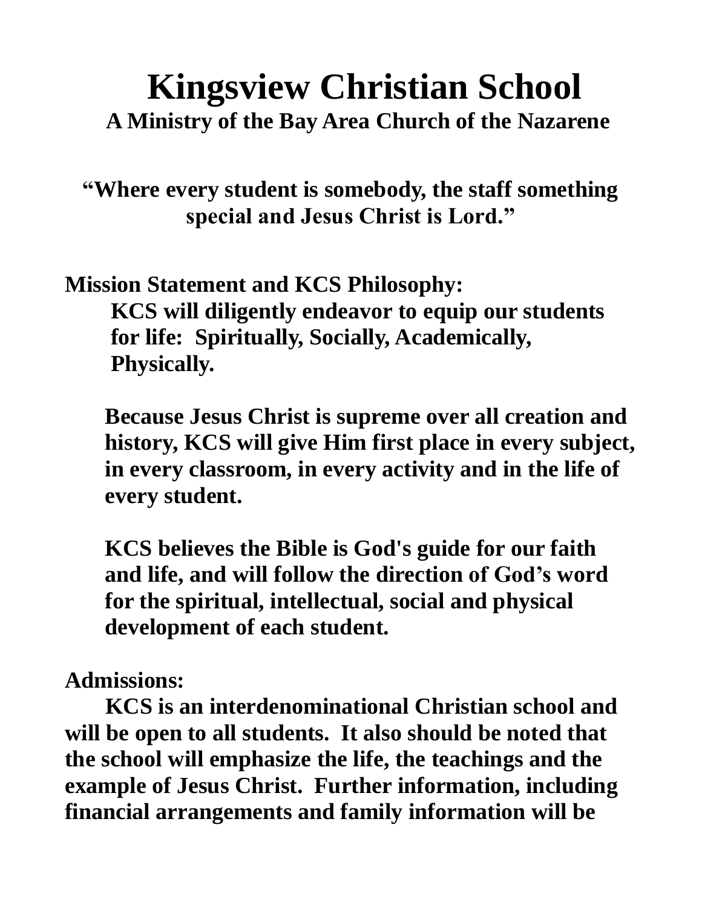# Kingsview Christian School

**A Ministry of the Bay Area Church of the Nazarene**

**"Where every student is somebody, the staff something special and Jesus Christ is Lord."**

**Mission Statement and KCS Philosophy:**

**KCS will diligently endeavor to equip our students for life: Spiritually, Socially, Academically, Physically.**

**Because Jesus Christ is supreme over all creation and history, KCS will give Him first place in every subject, in every classroom, in every activity and in the life of every student.**

**KCS believes the Bible is God's guide for our faith and life, and will follow the direction of God's word for the spiritual, intellectual, social and physical development of each student.**

**Admissions:**

**KCS is an interdenominational Christian school and will be open to all students. It also should be noted that the school will emphasize the life, the teachings and the example of Jesus Christ. Further information, including financial arrangements and family information will be**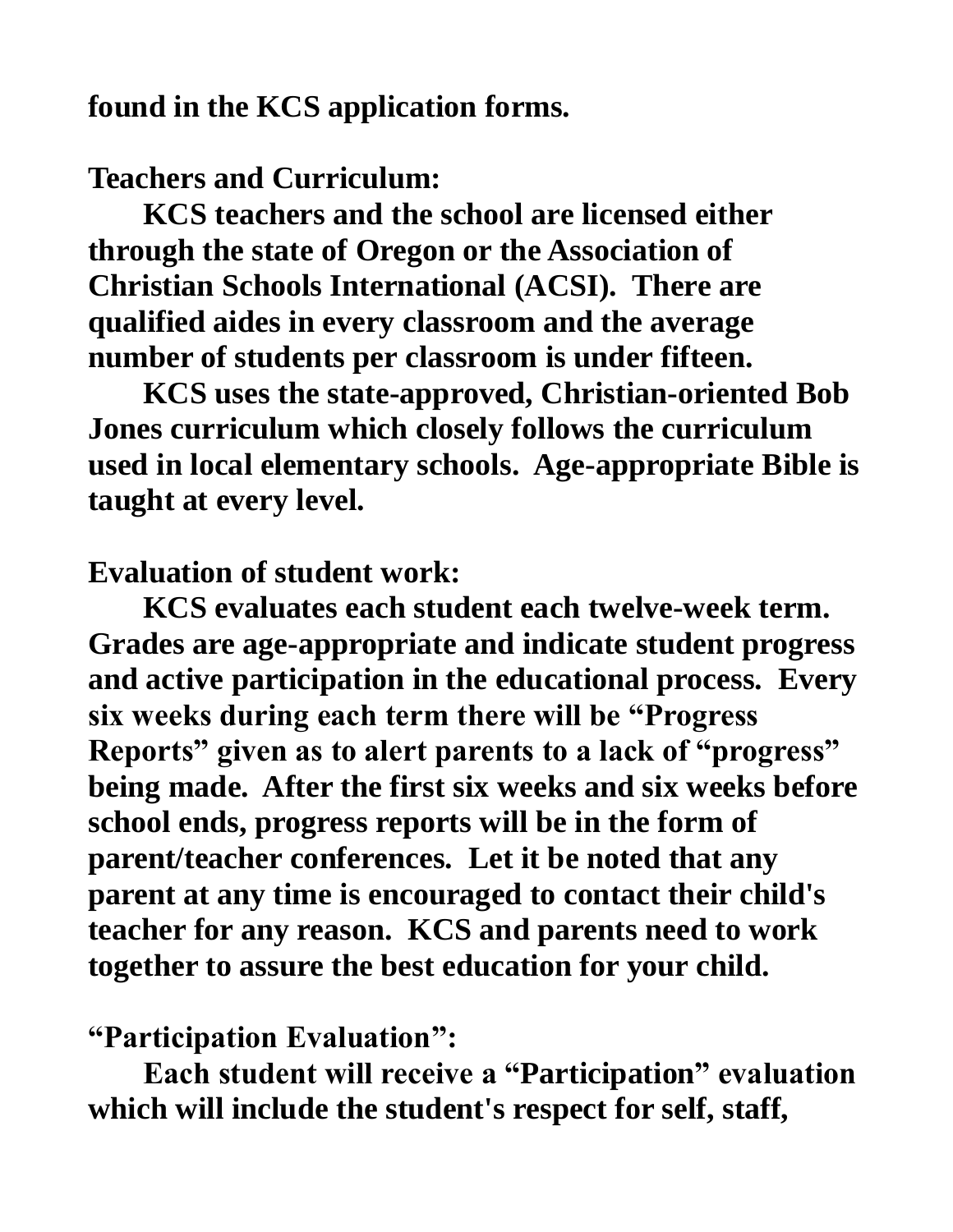found in the KCS application forms.

**Teachers and Curriculum:**

KCS teachers and the school are licensed either through the state of Oregon or the Association of Christian Schools International (ACSI). There are qualified aides in every classroom and the average number of students per classroom is under fifteen.

KCS uses the state-approved, Christian-oriented Bob Jones curriculum which closely follows the curriculum used in local elementary schools. Age-appropriate Bible is taught at every level.

**Evaluation of student work:**

KCS evaluates each student each twelve-week term. Grades are age-appropriate and indicate student progress and active participation in the educational process. Every six weeks during each term there will be "Progress Reports" given as to alert parents to a lack of "progress" being made. After the first six weeks and six weeks before school ends, progress reports will be in the form of parent/teacher conferences. Let it be noted that any parent at any time is encouraged to contact their child's teacher for any reason. KCS and parents need to work together to assure the best education for your child.

**"Participation Evaluation":**

Each student will receive a "Participation" evaluation which will include the student's respect for self, staff,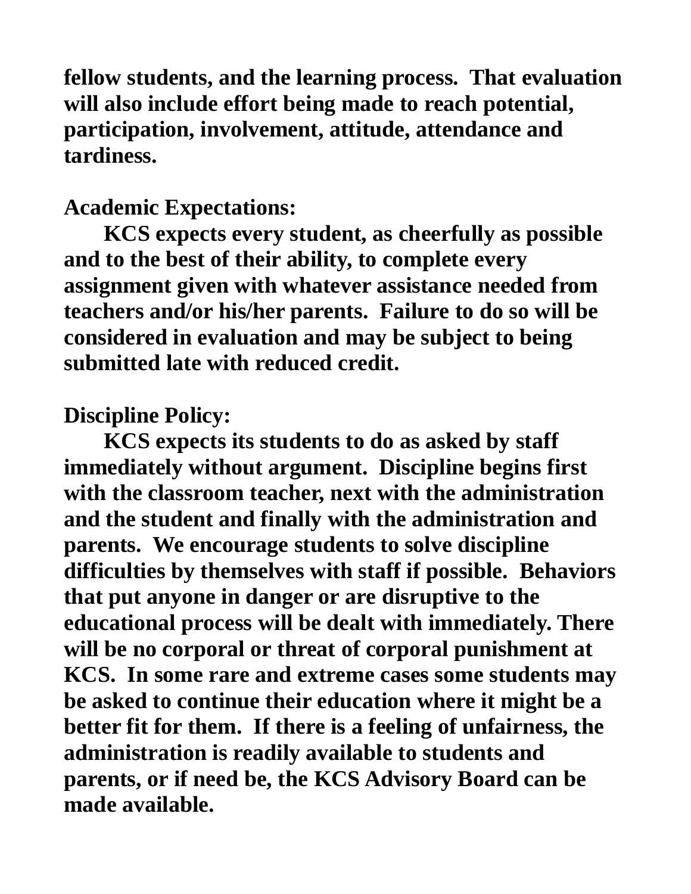**fellow students, and the learning process. That evaluation will also include effort being made to reach potential, participation, involvement, attitude, attendance and tardiness.**

**Academic Expectations:**

**KCS expects every student, as cheerfully as possible and to the best of their ability, to complete every assignment given with whatever assistance needed from teachers and/or his/her parents. Failure to do so will be considered in evaluation and may be subject to being submitted late with reduced credit.**

**Discipline Policy:**

**KCS expects its students to do as asked by staff immediately without argument. Discipline begins first with the classroom teacher, next with the administration and the student and finally with the administration and parents. We encourage students to solve discipline difficulties by themselves with staff if possible. Behaviors that put anyone in danger or are disruptive to the educational process will be dealt with immediately. There will be no corporal or threat of corporal punishment at KCS. In some rare and extreme cases some students may be asked to continue their education where it might be a better fit for them. If there is a feeling of unfairness, the administration is readily available to students and parents, or if need be, the KCS Advisory Board can be made available.**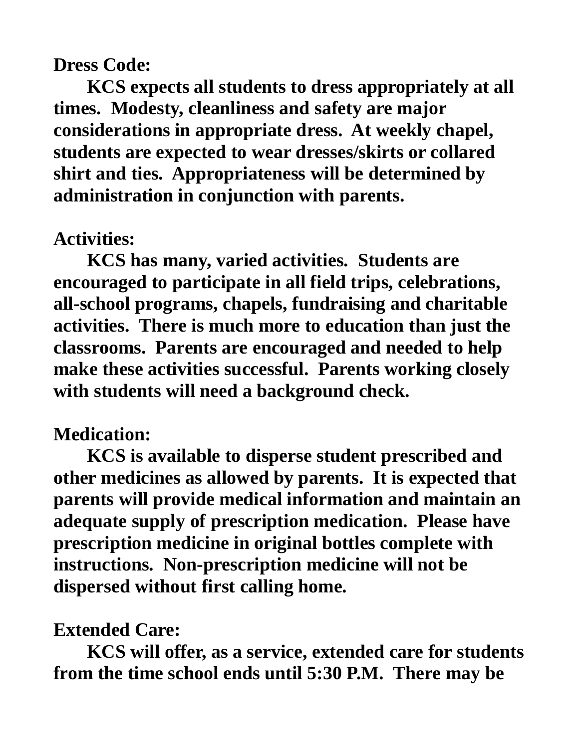**Dress Code:**

**KCS expects all students to dress appropriately at all times. Modesty, cleanliness and safety are major considerations in appropriate dress. At weekly chapel, students are expected to wear dresses/skirts or collared shirt and ties. Appropriateness will be determined by administration in conjunction with parents.**

**Activities:**

**KCS has many, varied activities. Students are encouraged to participate in all field trips, celebrations, all-school programs, chapels, fundraising and charitable activities. There is much more to education than just the classrooms. Parents are encouraged and needed to help make these activities successful. Parents working closely with students will need a background check.**

**Medication:**

**KCS is available to disperse student prescribed and other medicines as allowed by parents. It is expected that parents will provide medical information and maintain an adequate supply of prescription medication. Please have prescription medicine in original bottles complete with instructions. Non-prescription medicine will not be dispersed without first calling home.**

**Extended Care:**

**KCS will offer, as a service, extended care for students from the time school ends until 5:30 P.M. There may be**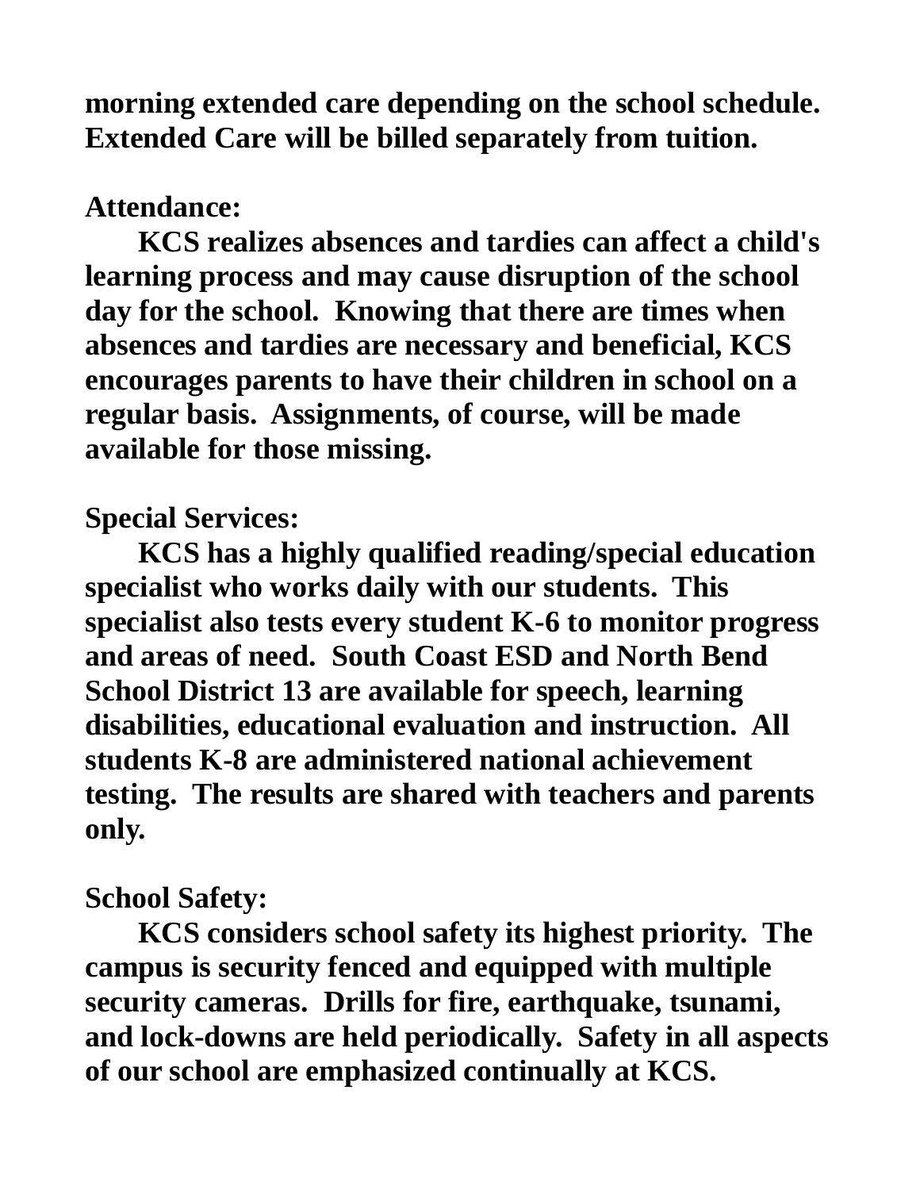**morning extended care depending on the school schedule. Extended Care will be billed separately from tuition.**

**Attendance:**

**KCS realizes absences and tardies can affect a child's learning process and may cause disruption of the school day for the school. Knowing that there are times when absences and tardies are necessary and beneficial, KCS encourages parents to have their children in school on a regular basis. Assignments, of course, will be made available for those missing.**

**Special Services:**

**KCS has a highly qualified reading/special education specialist who works daily with our students. This specialist also tests every student K-6 to monitor progress and areas of need. South Coast ESD and North Bend School District 13 are available for speech, learning disabilities, educational evaluation and instruction. All students K-8 are administered national achievement testing. The results are shared with teachers and parents only.**

**School Safety:**

**KCS considers school safety its highest priority. The campus is security fenced and equipped with multiple security cameras. Drills for fire, earthquake, tsunami, and lock-downs are held periodically. Safety in all aspects of our school are emphasized continually at KCS.**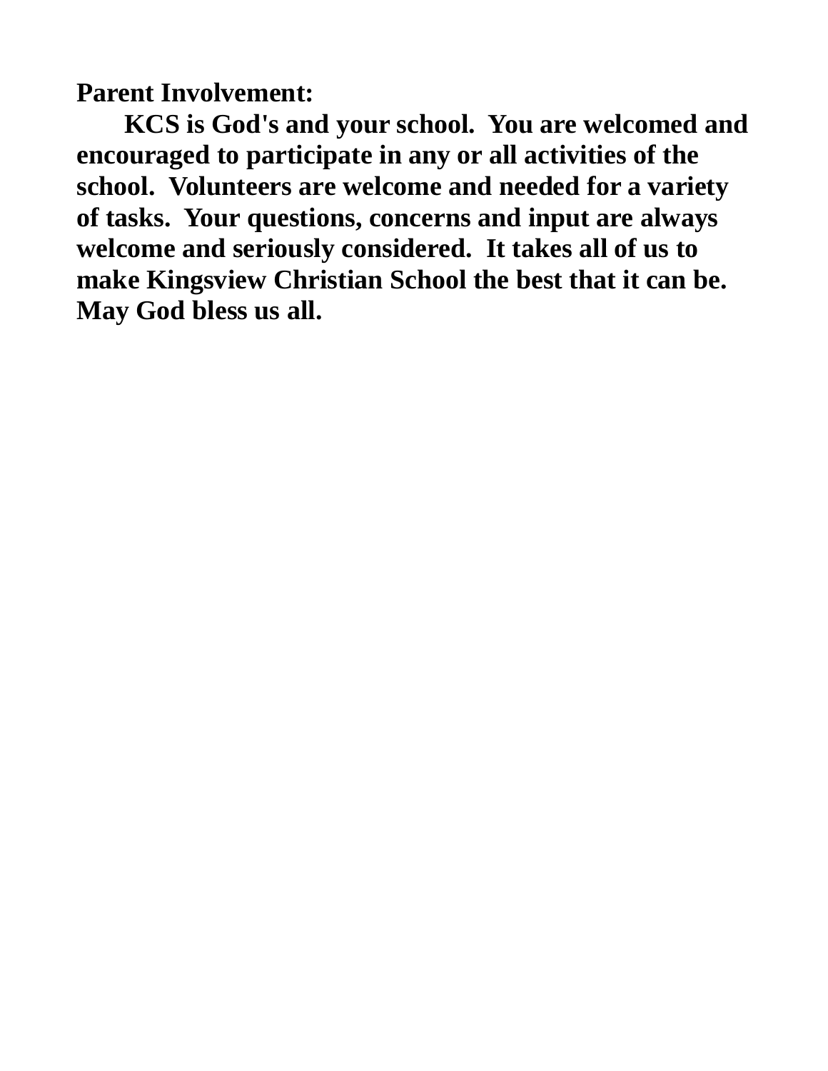**Parent Involvement:**

**KCS is God's and your school. You are welcomed and encouraged to participate in any or all activities of the school. Volunteers are welcome and needed for a variety of tasks. Your questions, concerns and input are always welcome and seriously considered. It takes all of us to make Kingsview Christian School the best that it can be. May God bless us all.**